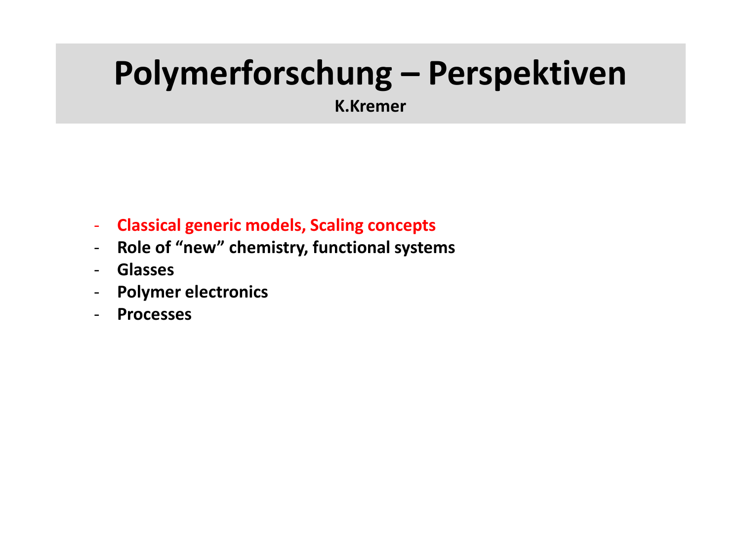# Polymerforschung – Perspektiven

**K.Kremer**

- **Classical generic models, Scaling concepts**
- **Role of “new” chemistry, functional systems**
- **Glasses**
- **Polymer electronics**
- **Processes**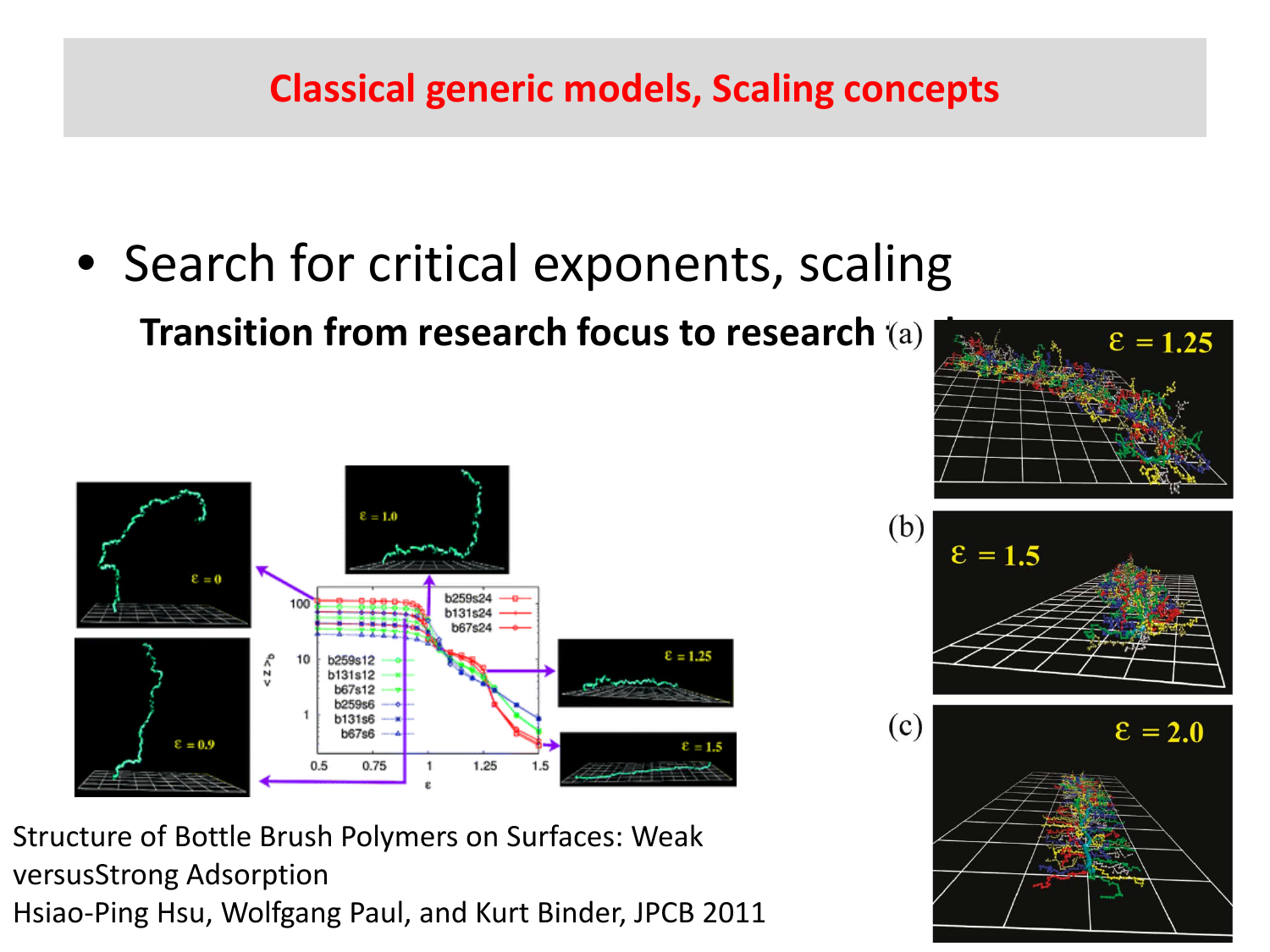# Classical generic models, Scaling concepts

- Search for critical exponents, scaling

**Transition from research focus to research t**

Structure of Bottle Brush Polymers on Surfaces: Weak versusStrong Adsorption
Hsiao-Ping Hsu, Wolfgang Paul, and Kurt Binder, JPCB 2011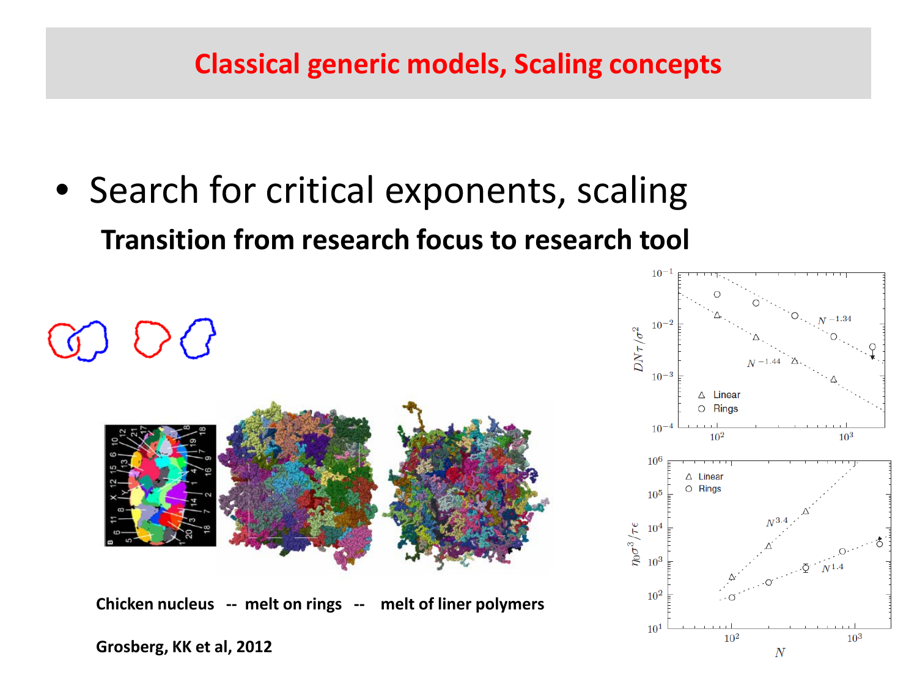# Classical generic models, Scaling concepts

- Search for critical exponents, scaling

**Transition from research focus to research tool**

**Chicken nucleus -- melt on rings -- melt of liner polymers**

**Grosberg, KK et al, 2012**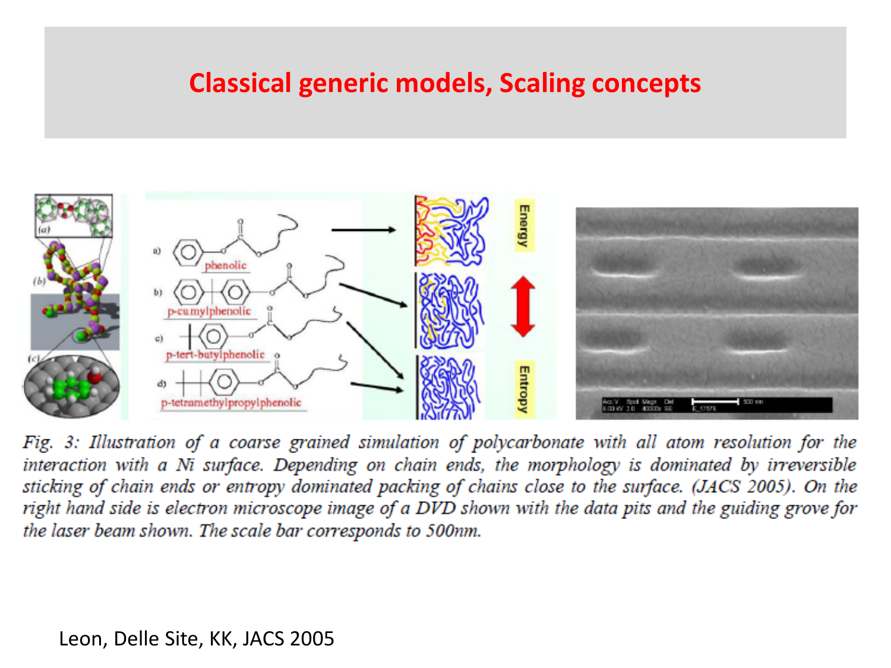# Classical generic models, Scaling concepts

*Fig. 3: Illustration of a coarse grained simulation of polycarbonate with all atom resolution for the interaction with a Ni surface. Depending on chain ends, the morphology is dominated by irreversible sticking of chain ends or entropy dominated packing of chains close to the surface. (JACS 2005). On the right hand side is electron microscope image of a DVD shown with the data pits and the guiding grove for the laser beam shown. The scale bar corresponds to 500nm.*

Leon, Delle Site, KK, JACS 2005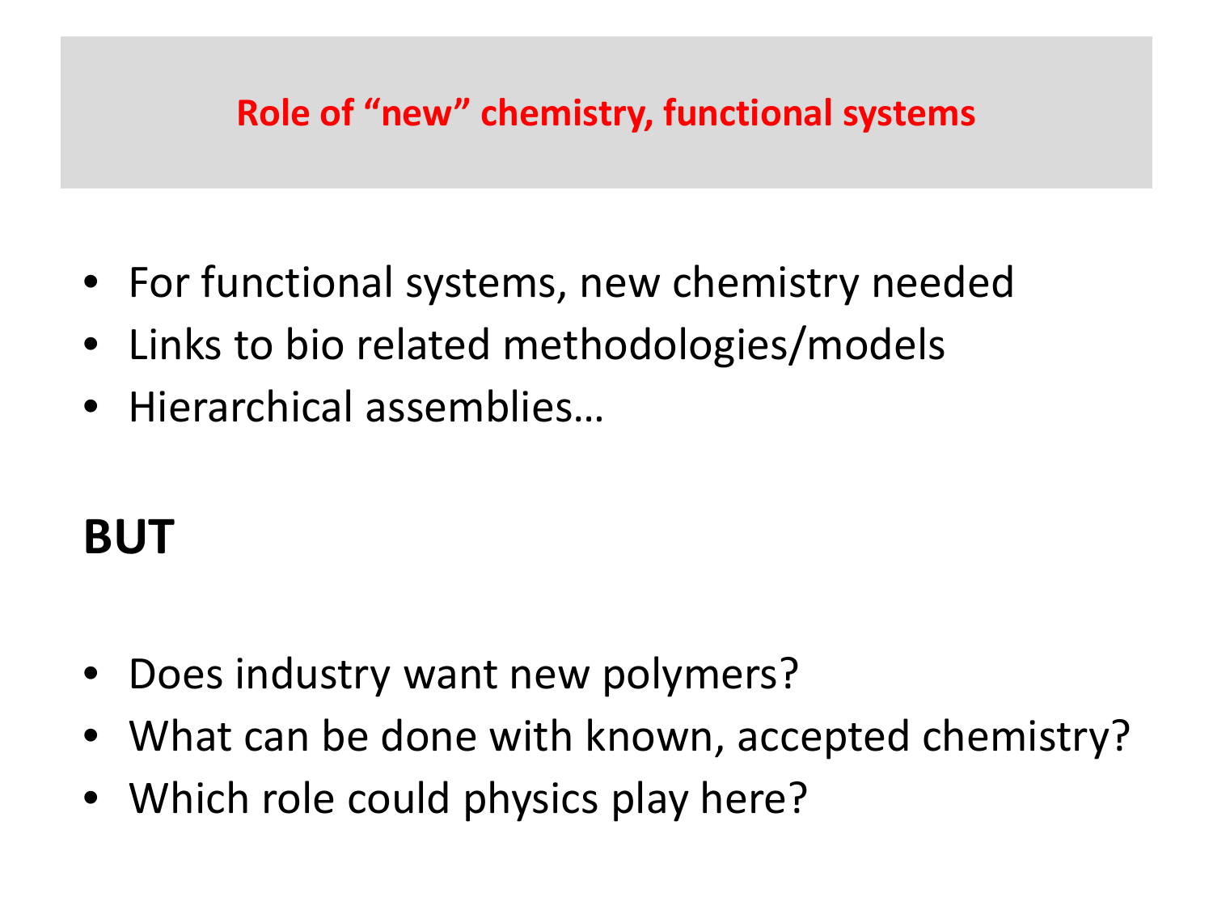## Role of “new” chemistry, functional systems

- For functional systems, new chemistry needed
- Links to bio related methodologies/models
- Hierarchical assemblies…

**BUT**

- Does industry want new polymers?
- What can be done with known, accepted chemistry?
- Which role could physics play here?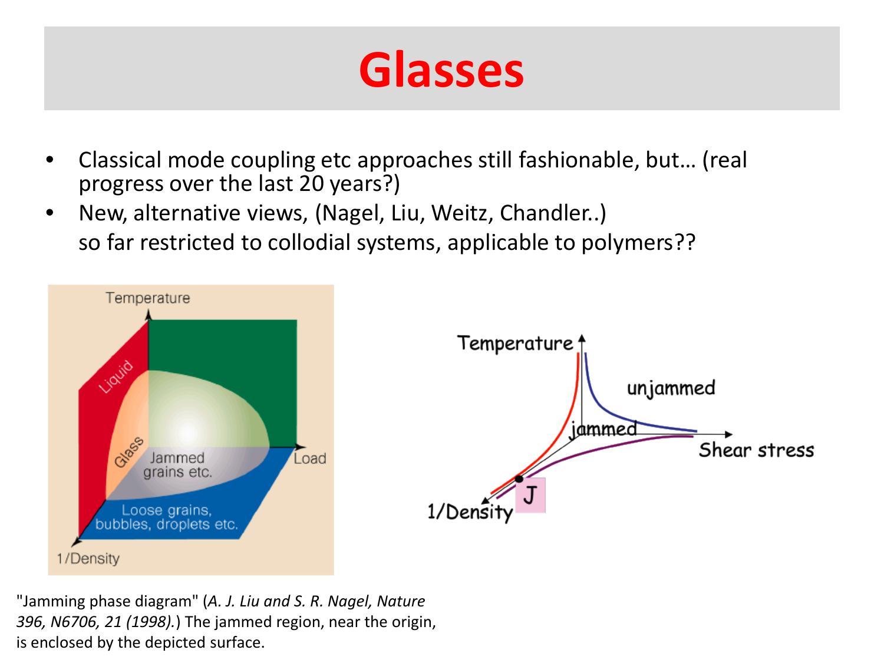# Glasses

- Classical mode coupling etc approaches still fashionable, but… (real progress over the last 20 years?)
- New, alternative views, (Nagel, Liu, Weitz, Chandler..) so far restricted to collodial systems, applicable to polymers??

"Jamming phase diagram" (*A. J. Liu and S. R. Nagel, Nature 396, N6706, 21 (1998).*) The jammed region, near the origin, is enclosed by the depicted surface.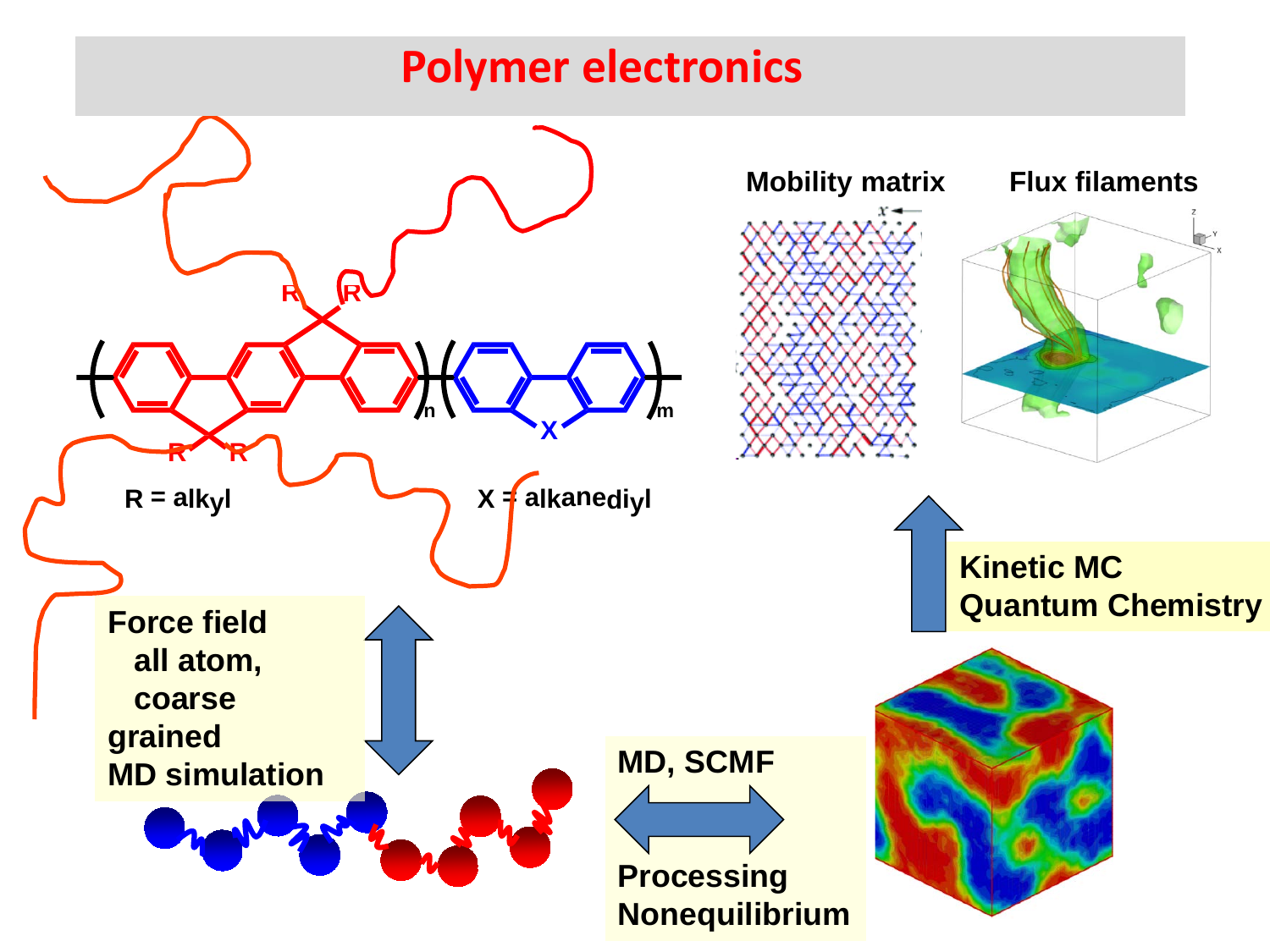# Polymer electronics

R = alkyl

X = alkanediyl

Mobility matrix

Flux filaments

Kinetic MC
Quantum Chemistry

Force field
all atom,
coarse grained
MD simulation

MD, SCMF

Processing
Nonequilibrium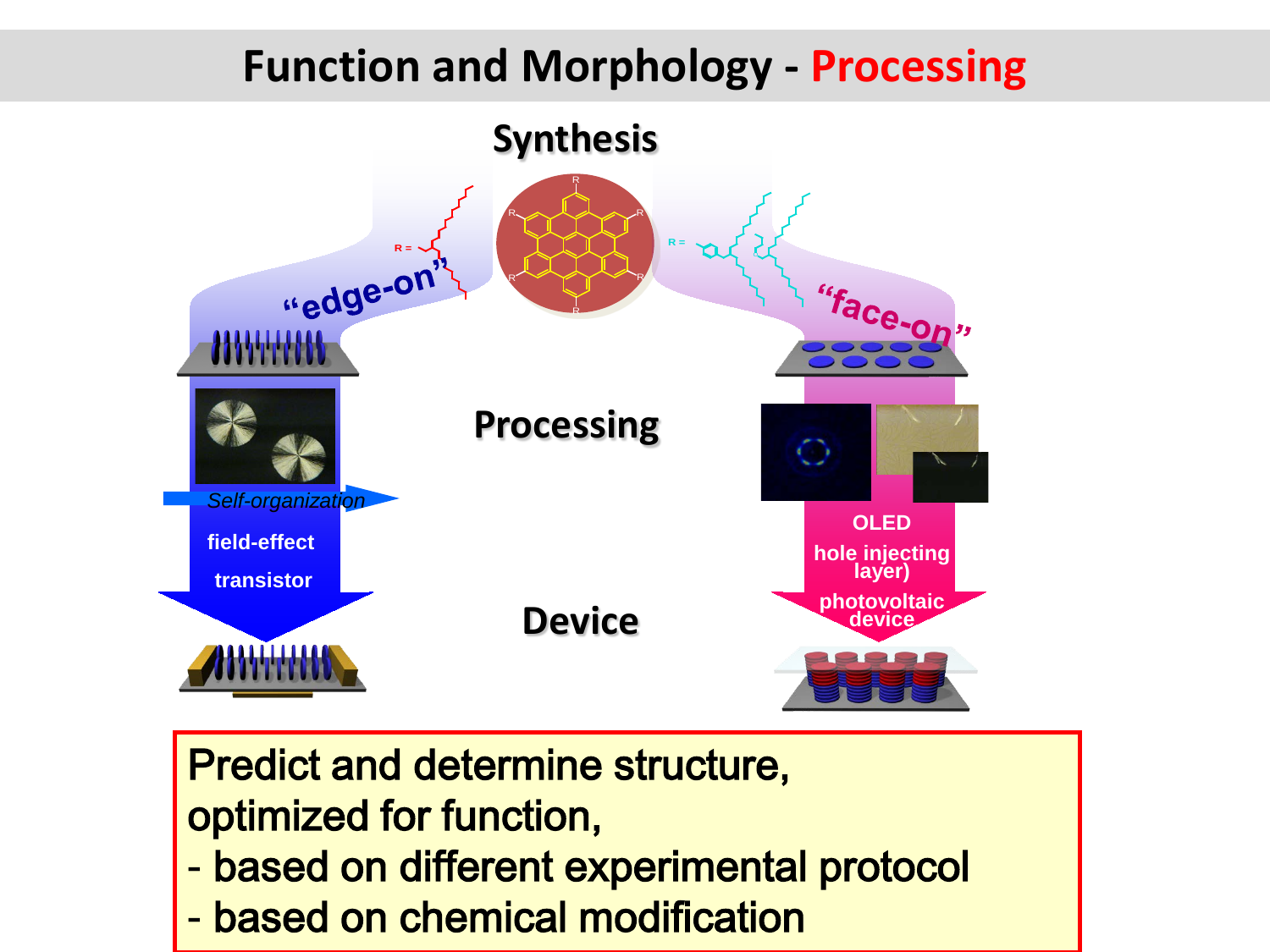# Function and Morphology - Processing

Synthesis

"edge-on"

"face-on"

Processing

*Self-organization*

field-effect transistor

OLED hole injecting layer)

photovoltaic device

Device

Predict and determine structure,
optimized for function,

- based on different experimental protocol
- based on chemical modification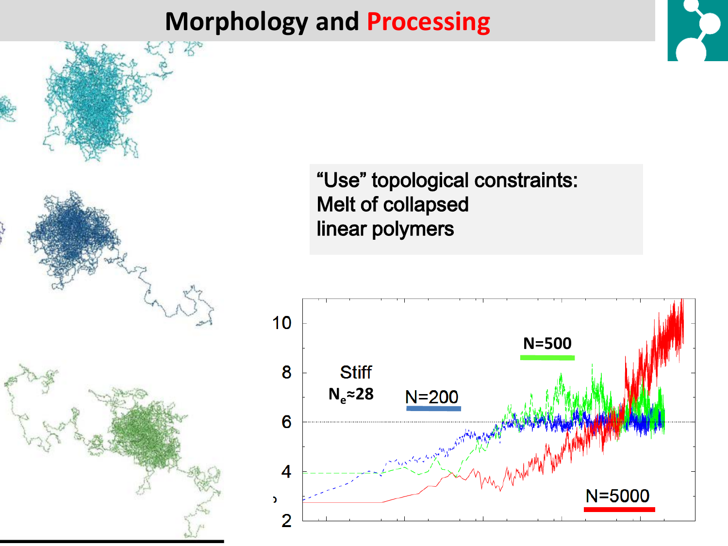# Morphology and Processing

“Use” topological constraints:
Melt of collapsed
linear polymers

Stiff

$N_e \approx 28$

N=200

N=500

N=5000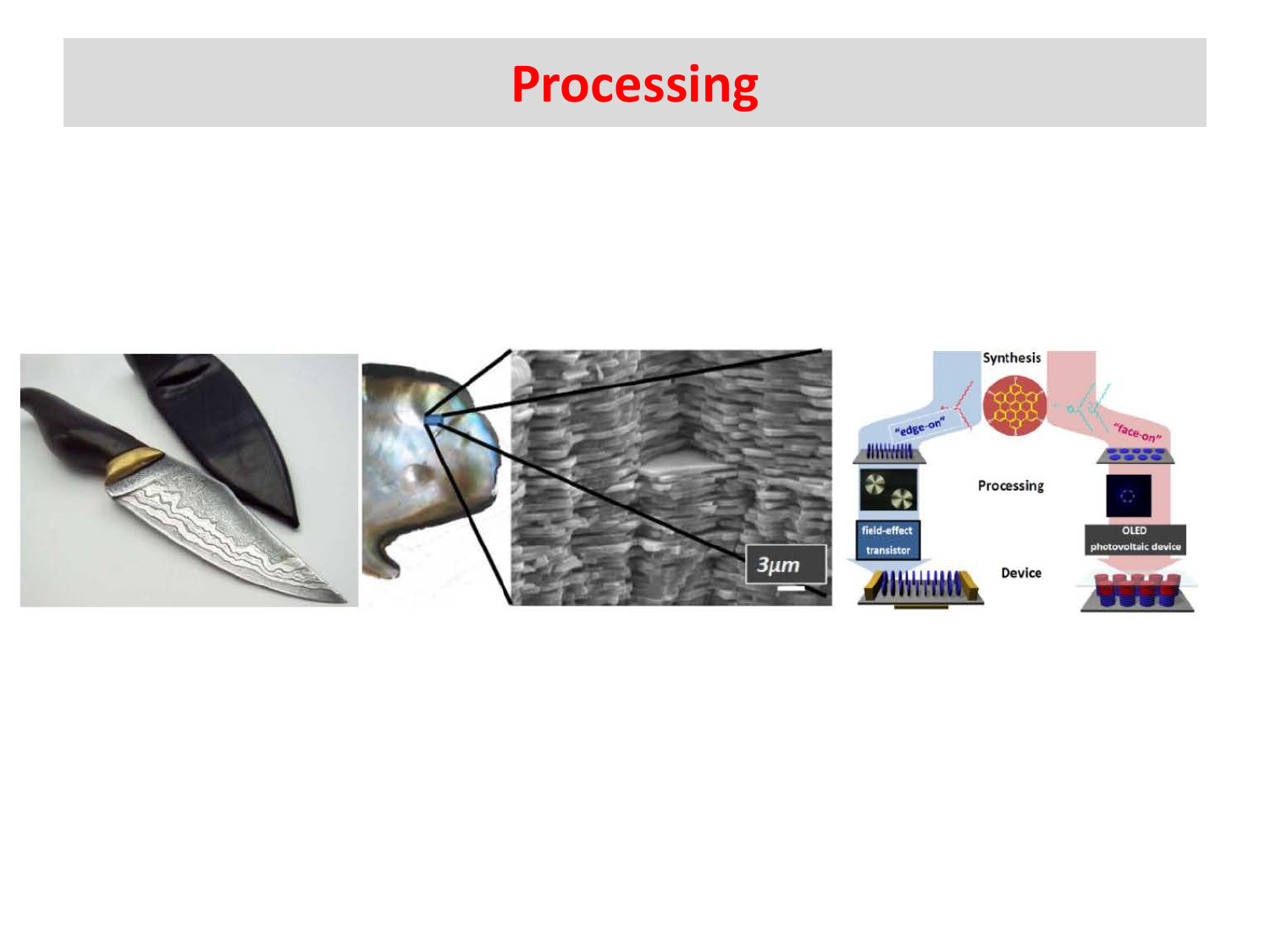# Processing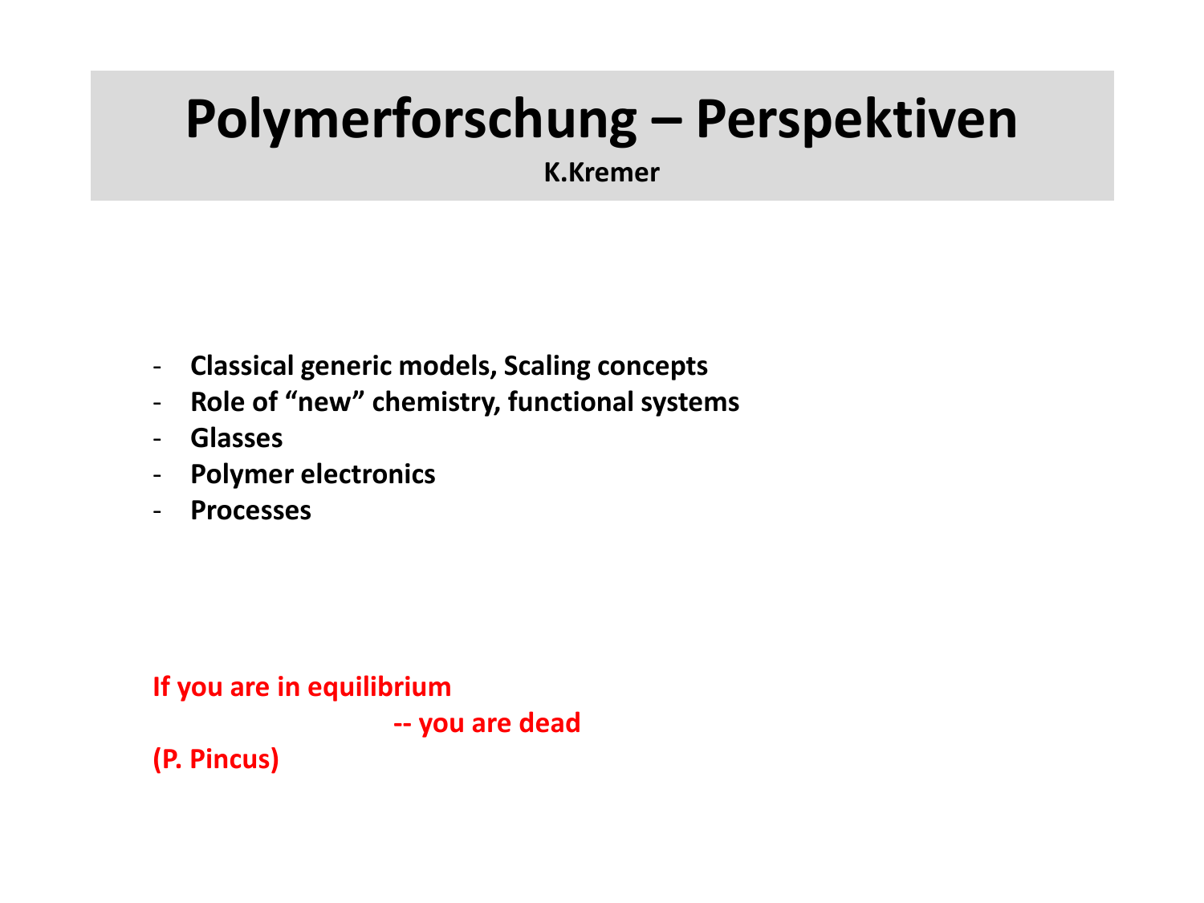# Polymerforschung – Perspektiven

**K.Kremer**

- **Classical generic models, Scaling concepts**
- **Role of “new” chemistry, functional systems**
- **Glasses**
- **Polymer electronics**
- **Processes**

**If you are in equilibrium**

**-- you are dead**

**(P. Pincus)**